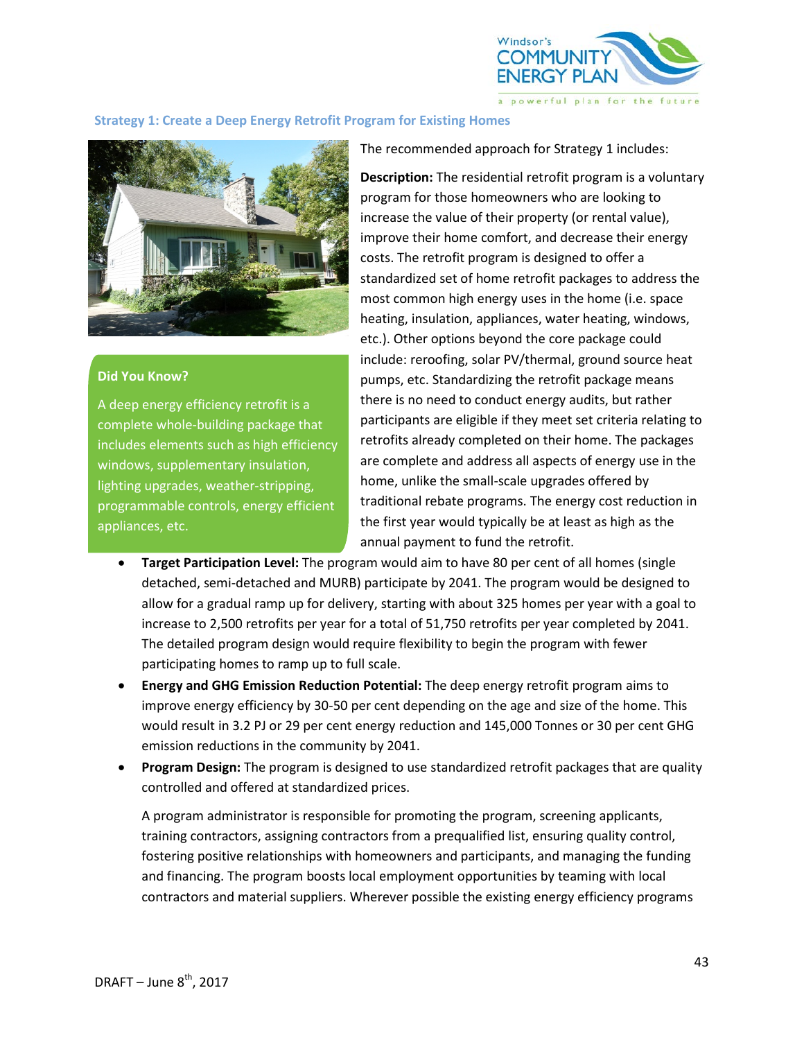### Strategy 1: Create a Deep Energy Retrofit Program for Existing Homes

The recommended approach for Strategy 1 includes:

**Description:** The residential retrofit program is a voluntary program for those homeowners who are looking to increase the value of their property (or rental value), improve their home comfort, and decrease their energy costs. The retrofit program is designed to offer a standardized set of home retrofit packages to address the most common high energy uses in the home (i.e. space heating, insulation, appliances, water heating, windows, etc.). Other options beyond the core package could include: reroofing, solar PV/thermal, ground source heat pumps, etc. Standardizing the retrofit package means there is no need to conduct energy audits, but rather participants are eligible if they meet set criteria relating to retrofits already completed on their home. The packages are complete and address all aspects of energy use in the home, unlike the small-scale upgrades offered by traditional rebate programs. The energy cost reduction in the first year would typically be at least as high as the annual payment to fund the retrofit.

> **Did You Know?**
>
> A deep energy efficiency retrofit is a complete whole-building package that includes elements such as high efficiency windows, supplementary insulation, lighting upgrades, weather-stripping, programmable controls, energy efficient appliances, etc.

- **Target Participation Level:** The program would aim to have 80 per cent of all homes (single detached, semi-detached and MURB) participate by 2041. The program would be designed to allow for a gradual ramp up for delivery, starting with about 325 homes per year with a goal to increase to 2,500 retrofits per year for a total of 51,750 retrofits per year completed by 2041. The detailed program design would require flexibility to begin the program with fewer participating homes to ramp up to full scale.
- **Energy and GHG Emission Reduction Potential:** The deep energy retrofit program aims to improve energy efficiency by 30-50 per cent depending on the age and size of the home. This would result in 3.2 PJ or 29 per cent energy reduction and 145,000 Tonnes or 30 per cent GHG emission reductions in the community by 2041.
- **Program Design:** The program is designed to use standardized retrofit packages that are quality controlled and offered at standardized prices.

  A program administrator is responsible for promoting the program, screening applicants, training contractors, assigning contractors from a prequalified list, ensuring quality control, fostering positive relationships with homeowners and participants, and managing the funding and financing. The program boosts local employment opportunities by teaming with local contractors and material suppliers. Wherever possible the existing energy efficiency programs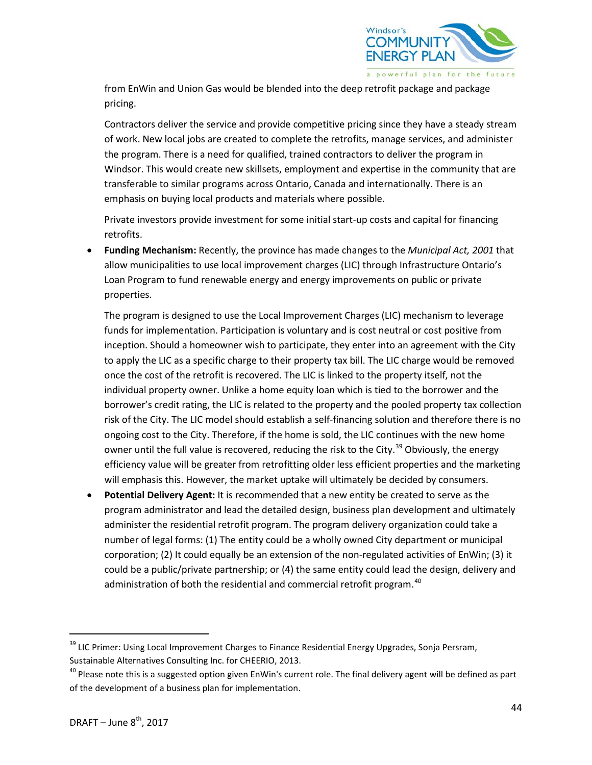from EnWin and Union Gas would be blended into the deep retrofit package and package pricing.

Contractors deliver the service and provide competitive pricing since they have a steady stream of work. New local jobs are created to complete the retrofits, manage services, and administer the program. There is a need for qualified, trained contractors to deliver the program in Windsor. This would create new skillsets, employment and expertise in the community that are transferable to similar programs across Ontario, Canada and internationally. There is an emphasis on buying local products and materials where possible.

Private investors provide investment for some initial start-up costs and capital for financing retrofits.

- **Funding Mechanism:** Recently, the province has made changes to the *Municipal Act, 2001* that allow municipalities to use local improvement charges (LIC) through Infrastructure Ontario's Loan Program to fund renewable energy and energy improvements on public or private properties.

  The program is designed to use the Local Improvement Charges (LIC) mechanism to leverage funds for implementation. Participation is voluntary and is cost neutral or cost positive from inception. Should a homeowner wish to participate, they enter into an agreement with the City to apply the LIC as a specific charge to their property tax bill. The LIC charge would be removed once the cost of the retrofit is recovered. The LIC is linked to the property itself, not the individual property owner. Unlike a home equity loan which is tied to the borrower and the borrower's credit rating, the LIC is related to the property and the pooled property tax collection risk of the City. The LIC model should establish a self-financing solution and therefore there is no ongoing cost to the City. Therefore, if the home is sold, the LIC continues with the new home owner until the full value is recovered, reducing the risk to the City.[39] Obviously, the energy efficiency value will be greater from retrofitting older less efficient properties and the marketing will emphasis this. However, the market uptake will ultimately be decided by consumers.

- **Potential Delivery Agent:** It is recommended that a new entity be created to serve as the program administrator and lead the detailed design, business plan development and ultimately administer the residential retrofit program. The program delivery organization could take a number of legal forms: (1) The entity could be a wholly owned City department or municipal corporation; (2) It could equally be an extension of the non-regulated activities of EnWin; (3) it could be a public/private partnership; or (4) the same entity could lead the design, delivery and administration of both the residential and commercial retrofit program.[40]

---

[39] LIC Primer: Using Local Improvement Charges to Finance Residential Energy Upgrades, Sonja Persram, Sustainable Alternatives Consulting Inc. for CHEERIO, 2013.

[40] Please note this is a suggested option given EnWin's current role. The final delivery agent will be defined as part of the development of a business plan for implementation.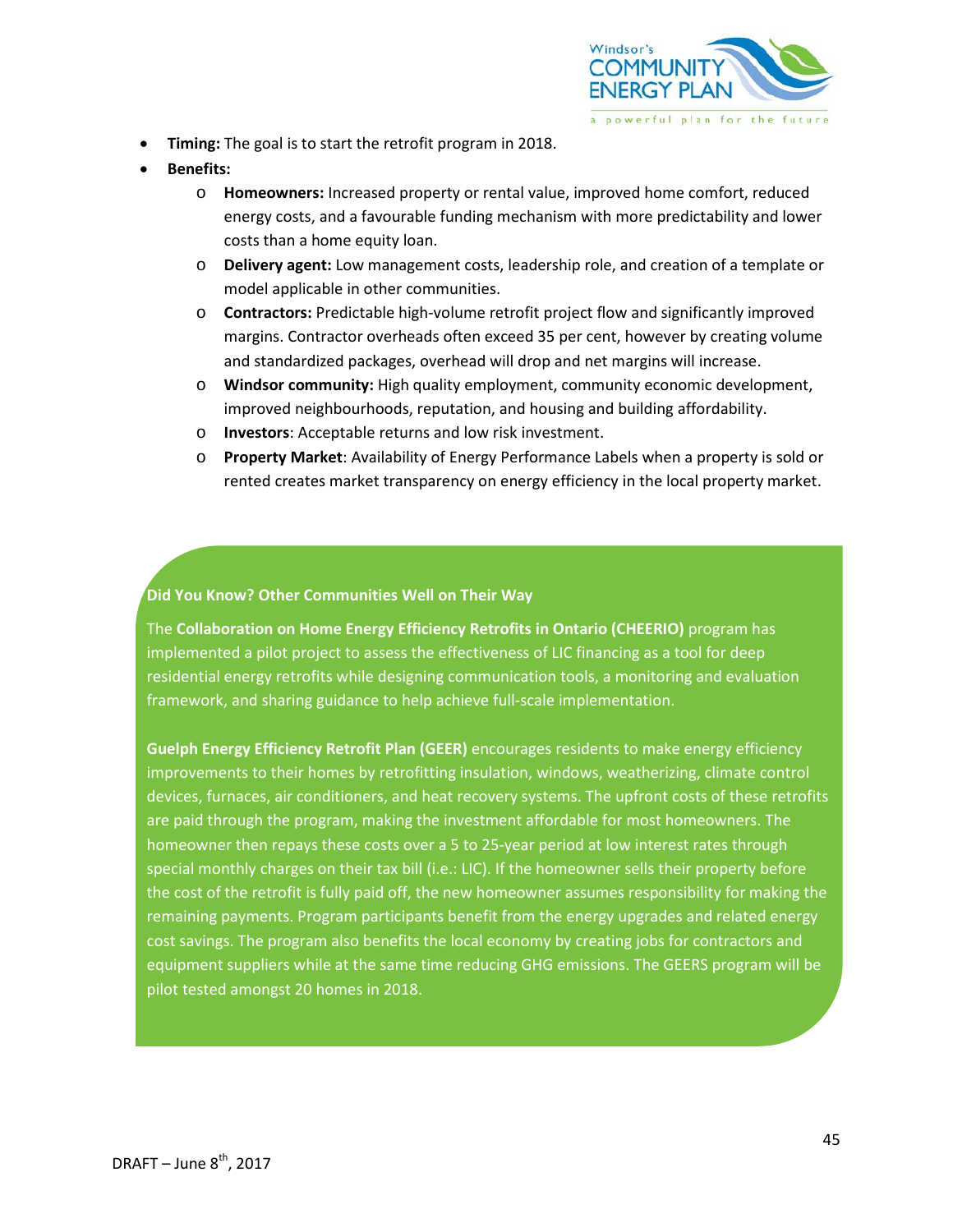- **Timing:** The goal is to start the retrofit program in 2018.
- **Benefits:**
  - **Homeowners:** Increased property or rental value, improved home comfort, reduced energy costs, and a favourable funding mechanism with more predictability and lower costs than a home equity loan.
  - **Delivery agent:** Low management costs, leadership role, and creation of a template or model applicable in other communities.
  - **Contractors:** Predictable high-volume retrofit project flow and significantly improved margins. Contractor overheads often exceed 35 per cent, however by creating volume and standardized packages, overhead will drop and net margins will increase.
  - **Windsor community:** High quality employment, community economic development, improved neighbourhoods, reputation, and housing and building affordability.
  - **Investors**: Acceptable returns and low risk investment.
  - **Property Market**: Availability of Energy Performance Labels when a property is sold or rented creates market transparency on energy efficiency in the local property market.

**Did You Know? Other Communities Well on Their Way**

The **Collaboration on Home Energy Efficiency Retrofits in Ontario (CHEERIO)** program has implemented a pilot project to assess the effectiveness of LIC financing as a tool for deep residential energy retrofits while designing communication tools, a monitoring and evaluation framework, and sharing guidance to help achieve full-scale implementation.

**Guelph Energy Efficiency Retrofit Plan (GEER)** encourages residents to make energy efficiency improvements to their homes by retrofitting insulation, windows, weatherizing, climate control devices, furnaces, air conditioners, and heat recovery systems. The upfront costs of these retrofits are paid through the program, making the investment affordable for most homeowners. The homeowner then repays these costs over a 5 to 25-year period at low interest rates through special monthly charges on their tax bill (i.e.: LIC). If the homeowner sells their property before the cost of the retrofit is fully paid off, the new homeowner assumes responsibility for making the remaining payments. Program participants benefit from the energy upgrades and related energy cost savings. The program also benefits the local economy by creating jobs for contractors and equipment suppliers while at the same time reducing GHG emissions. The GEERS program will be pilot tested amongst 20 homes in 2018.